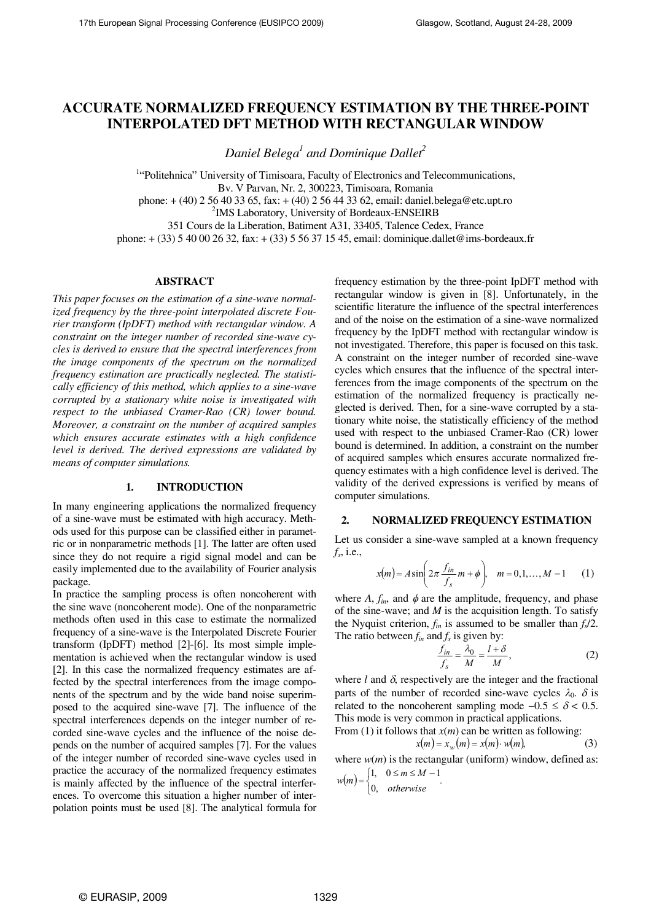# ACCURATE NORMALIZED FREQUENCY ESTIMATION BY THE THREE-POINT INTERPOLATED DFT METHOD WITH RECTANGULAR WINDOW

*Daniel Belega*[1] *and Dominique Dallet*[2]

[1]"Politehnica" University of Timisoara, Faculty of Electronics and Telecommunications,
Bv. V Parvan, Nr. 2, 300223, Timisoara, Romania
phone: + (40) 2 56 40 33 65, fax: + (40) 2 56 44 33 62, email: daniel.belega@etc.upt.ro
[2]IMS Laboratory, University of Bordeaux-ENSEIRB
351 Cours de la Liberation, Batiment A31, 33405, Talence Cedex, France
phone: + (33) 5 40 00 26 32, fax: + (33) 5 56 37 15 45, email: dominique.dallet@ims-bordeaux.fr

## ABSTRACT

*This paper focuses on the estimation of a sine-wave normalized frequency by the three-point interpolated discrete Fourier transform (IpDFT) method with rectangular window. A constraint on the integer number of recorded sine-wave cycles is derived to ensure that the spectral interferences from the image components of the spectrum on the normalized frequency estimation are practically neglected. The statistically efficiency of this method, which applies to a sine-wave corrupted by a stationary white noise is investigated with respect to the unbiased Cramer-Rao (CR) lower bound. Moreover, a constraint on the number of acquired samples which ensures accurate estimates with a high confidence level is derived. The derived expressions are validated by means of computer simulations.*

## 1. INTRODUCTION

In many engineering applications the normalized frequency of a sine-wave must be estimated with high accuracy. Methods used for this purpose can be classified either in parametric or in nonparametric methods [1]. The latter are often used since they do not require a rigid signal model and can be easily implemented due to the availability of Fourier analysis package.

In practice the sampling process is often noncoherent with the sine wave (noncoherent mode). One of the nonparametric methods often used in this case to estimate the normalized frequency of a sine-wave is the Interpolated Discrete Fourier transform (IpDFT) method [2]-[6]. Its most simple implementation is achieved when the rectangular window is used [2]. In this case the normalized frequency estimates are affected by the spectral interferences from the image components of the spectrum and by the wide band noise superimposed to the acquired sine-wave [7]. The influence of the spectral interferences depends on the integer number of recorded sine-wave cycles and the influence of the noise depends on the number of acquired samples [7]. For the values of the integer number of recorded sine-wave cycles used in practice the accuracy of the normalized frequency estimates is mainly affected by the influence of the spectral interferences. To overcome this situation a higher number of interpolation points must be used [8]. The analytical formula for frequency estimation by the three-point IpDFT method with rectangular window is given in [8]. Unfortunately, in the scientific literature the influence of the spectral interferences and of the noise on the estimation of a sine-wave normalized frequency by the IpDFT method with rectangular window is not investigated. Therefore, this paper is focused on this task. A constraint on the integer number of recorded sine-wave cycles which ensures that the influence of the spectral interferences from the image components of the spectrum on the estimation of the normalized frequency is practically neglected is derived. Then, for a sine-wave corrupted by a stationary white noise the statistically efficiency of the method used with respect to the unbiased Cramer-Rao (CR) lower bound is determined. In addition, a constraint on the number of acquired samples which ensures accurate normalized frequency estimates with a high confidence level is derived. The validity of the derived expressions is verified by means of computer simulations.

## 2. NORMALIZED FREQUENCY ESTIMATION

Let us consider a sine-wave sampled at a known frequency $f_s$, i.e.,

$$x(m) = A\sin\left(2\pi \frac{f_{in}}{f_s} m + \phi\right), \quad m = 0,1,\ldots,M-1 \tag{1}$$

where $A$, $f_{in}$, and $\phi$ are the amplitude, frequency, and phase of the sine-wave; and $M$ is the acquisition length. To satisfy the Nyquist criterion, $f_{in}$ is assumed to be smaller than $f_s/2$. The ratio between $f_{in}$ and $f_s$ is given by:

$$\frac{f_{in}}{f_s} = \frac{\lambda_0}{M} = \frac{l+\delta}{M}, \tag{2}$$

where $l$ and $\delta$, respectively are the integer and the fractional parts of the number of recorded sine-wave cycles $\lambda_0$. $\delta$ is related to the noncoherent sampling mode $-0.5 \le \delta < 0.5$. This mode is very common in practical applications.

From (1) it follows that $x(m)$ can be written as following:

$$x(m) = x_w(m) = x(m)\cdot w(m), \tag{3}$$

where $w(m)$ is the rectangular (uniform) window, defined as:

$$w(m) = \begin{cases} 1, & 0 \le m \le M-1 \\ 0, & otherwise \end{cases}.$$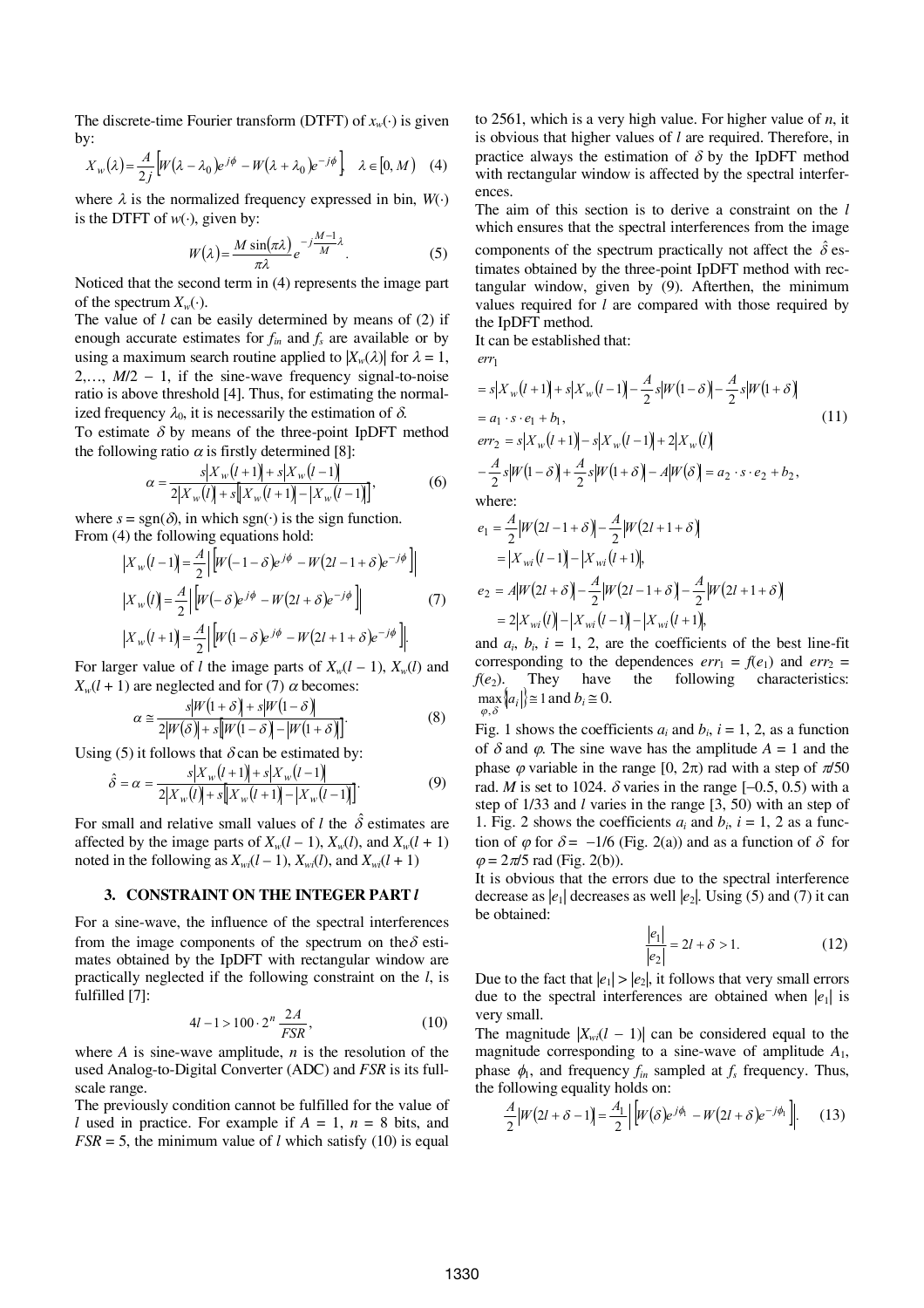The discrete-time Fourier transform (DTFT) of $x_w(\cdot)$ is given by:

$$X_w(\lambda) = \frac{A}{2j}\left[W(\lambda - \lambda_0)e^{j\phi} - W(\lambda + \lambda_0)e^{-j\phi}\right], \quad \lambda \in [0, M) \quad (4)$$

where $\lambda$ is the normalized frequency expressed in bin, $W(\cdot)$ is the DTFT of $w(\cdot)$, given by:

$$W(\lambda) = \frac{M \sin(\pi\lambda)}{\pi\lambda} e^{-j\frac{M-1}{M}\lambda}. \quad (5)$$

Noticed that the second term in (4) represents the image part of the spectrum $X_w(\cdot)$.

The value of $l$ can be easily determined by means of (2) if enough accurate estimates for $f_{in}$ and $f_s$ are available or by using a maximum search routine applied to $|X_w(\lambda)|$ for $\lambda = 1, 2, \ldots, M/2 - 1$, if the sine-wave frequency signal-to-noise ratio is above threshold [4]. Thus, for estimating the normalized frequency $\lambda_0$, it is necessarily the estimation of $\delta$.

To estimate $\delta$ by means of the three-point IpDFT method the following ratio $\alpha$ is firstly determined [8]:

$$\alpha = \frac{s|X_w(l+1)| + s|X_w(l-1)|}{2|X_w(l)| + s\left[|X_w(l+1)| - |X_w(l-1)|\right]}, \quad (6)$$

where $s = \text{sgn}(\delta)$, in which $\text{sgn}(\cdot)$ is the sign function.

From (4) the following equations hold:

$$\begin{aligned}
|X_w(l-1)| &= \frac{A}{2}\left|\left[W(-1-\delta)e^{j\phi} - W(2l-1+\delta)e^{-j\phi}\right]\right| \\
|X_w(l)| &= \frac{A}{2}\left|\left[W(-\delta)e^{j\phi} - W(2l+\delta)e^{-j\phi}\right]\right| \\
|X_w(l+1)| &= \frac{A}{2}\left|\left[W(1-\delta)e^{j\phi} - W(2l+1+\delta)e^{-j\phi}\right]\right|.
\end{aligned} \quad (7)$$

For larger value of $l$ the image parts of $X_w(l-1)$, $X_w(l)$ and $X_w(l+1)$ are neglected and for (7) $\alpha$ becomes:

$$\alpha \cong \frac{s|W(1+\delta)| + s|W(1-\delta)|}{2|W(\delta)| + s\left[|W(1-\delta)| - |W(1+\delta)|\right]}. \quad (8)$$

Using (5) it follows that $\delta$ can be estimated by:

$$\hat{\delta} = \alpha = \frac{s|X_w(l+1)| + s|X_w(l-1)|}{2|X_w(l)| + s\left[|X_w(l+1)| - |X_w(l-1)|\right]}. \quad (9)$$

For small and relative small values of $l$ the $\hat{\delta}$ estimates are affected by the image parts of $X_w(l-1)$, $X_w(l)$, and $X_w(l+1)$ noted in the following as $X_{wi}(l-1)$, $X_{wi}(l)$, and $X_{wi}(l+1)$

## 3. CONSTRAINT ON THE INTEGER PART $l$

For a sine-wave, the influence of the spectral interferences from the image components of the spectrum on the $\delta$ estimates obtained by the IpDFT with rectangular window are practically neglected if the following constraint on the $l$, is fulfilled [7]:

$$4l - 1 > 100 \cdot 2^n \frac{2A}{FSR}, \quad (10)$$

where $A$ is sine-wave amplitude, $n$ is the resolution of the used Analog-to-Digital Converter (ADC) and $FSR$ is its full-scale range.

The previously condition cannot be fulfilled for the value of $l$ used in practice. For example if $A = 1$, $n = 8$ bits, and $FSR = 5$, the minimum value of $l$ which satisfy (10) is equal to 2561, which is a very high value. For higher value of $n$, it is obvious that higher values of $l$ are required. Therefore, in practice always the estimation of $\delta$ by the IpDFT method with rectangular window is affected by the spectral interferences.

The aim of this section is to derive a constraint on the $l$ which ensures that the spectral interferences from the image components of the spectrum practically not affect the $\hat{\delta}$ estimates obtained by the three-point IpDFT method with rectangular window, given by (9). Afterthen, the minimum values required for $l$ are compared with those required by the IpDFT method.

It can be established that:

$$\begin{aligned}
&err_1 \\
&= s|X_w(l+1)| + s|X_w(l-1)| - \frac{A}{2}s|W(1-\delta)| - \frac{A}{2}s|W(1+\delta)| \\
&= a_1 \cdot s \cdot e_1 + b_1, \\
&err_2 = s|X_w(l+1)| - s|X_w(l-1)| + 2|X_w(l)| \\
&- \frac{A}{2}s|W(1-\delta)| + \frac{A}{2}s|W(1+\delta)| - A|W(\delta)| = a_2 \cdot s \cdot e_2 + b_2,
\end{aligned} \quad (11)$$

where:

$$\begin{aligned}
e_1 &= \frac{A}{2}|W(2l-1+\delta)| - \frac{A}{2}|W(2l+1+\delta)| \\
&= |X_{wi}(l-1)| - |X_{wi}(l+1)|, \\
e_2 &= A|W(2l+\delta)| - \frac{A}{2}|W(2l-1+\delta)| - \frac{A}{2}|W(2l+1+\delta)| \\
&= 2|X_{wi}(l)| - |X_{wi}(l-1)| - |X_{wi}(l+1)|,
\end{aligned}$$

and $a_i$, $b_i$, $i = 1, 2$, are the coefficients of the best line-fit corresponding to the dependences $err_1 = f(e_1)$ and $err_2 = f(e_2)$. They have the following characteristics: $\max_{\varphi,\delta}\{a_i\} \cong 1$ and $b_i \cong 0$.

Fig. 1 shows the coefficients $a_i$ and $b_i$, $i = 1, 2$, as a function of $\delta$ and $\varphi$. The sine wave has the amplitude $A = 1$ and the phase $\varphi$ variable in the range $[0, 2\pi)$ rad with a step of $\pi/50$ rad. $M$ is set to 1024. $\delta$ varies in the range $[-0.5, 0.5)$ with a step of 1/33 and $l$ varies in the range [3, 50) with an step of 1. Fig. 2 shows the coefficients $a_i$ and $b_i$, $i = 1, 2$ as a function of $\varphi$ for $\delta = -1/6$ (Fig. 2(a)) and as a function of $\delta$ for $\varphi = 2\pi/5$ rad (Fig. 2(b)).

It is obvious that the errors due to the spectral interference decrease as $|e_1|$ decreases as well $|e_2|$. Using (5) and (7) it can be obtained:

$$\frac{|e_1|}{|e_2|} = 2l + \delta > 1. \quad (12)$$

Due to the fact that $|e_1| > |e_2|$, it follows that very small errors due to the spectral interferences are obtained when $|e_1|$ is very small.

The magnitude $|X_{wi}(l-1)|$ can be considered equal to the magnitude corresponding to a sine-wave of amplitude $A_1$, phase $\phi_1$, and frequency $f_{in}$ sampled at $f_s$ frequency. Thus, the following equality holds on:

$$\frac{A}{2}|W(2l+\delta-1)| = \frac{A_1}{2}\left|\left[W(\delta)e^{j\phi_1} - W(2l+\delta)e^{-j\phi_1}\right]\right|. \quad (13)$$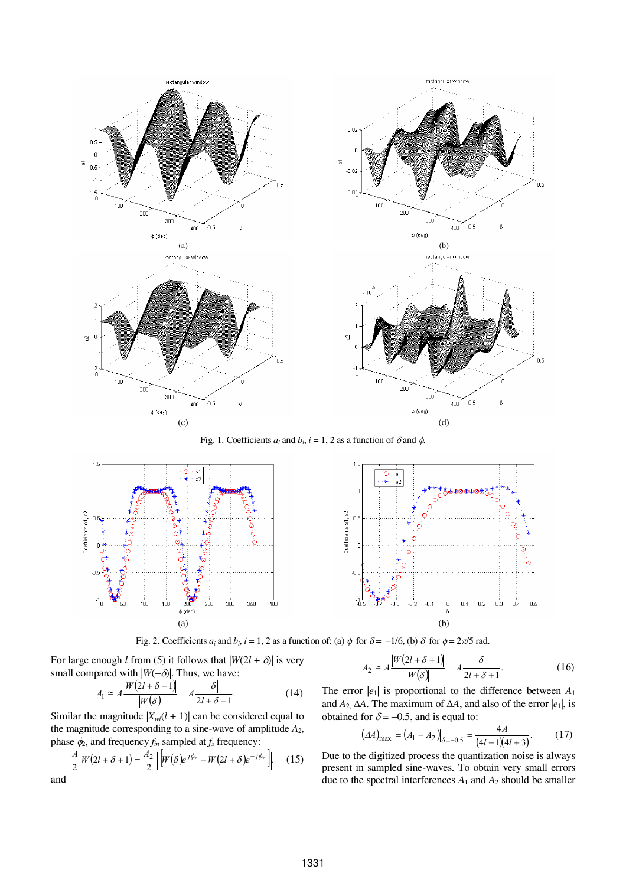Fig. 1. Coefficients $a_i$ and $b_i$, $i = 1, 2$ as a function of $\delta$ and $\phi$.

Fig. 2. Coefficients $a_i$ and $b_i$, $i = 1, 2$ as a function of: (a) $\phi$ for $\delta = -1/6$, (b) $\delta$ for $\phi = 2\pi/5$ rad.

For large enough $l$ from (5) it follows that $|W(2l + \delta)|$ is very small compared with $|W(-\delta)|$. Thus, we have:

$$A_1 \cong A\frac{|W(2l+\delta-1)|}{|W(\delta)|} = A\frac{|\delta|}{2l+\delta-1}. \tag{14}$$

Similar the magnitude $|X_{w}(l + 1)|$ can be considered equal to the magnitude corresponding to a sine-wave of amplitude $A_2$, phase $\phi_2$, and frequency $f_{in}$ sampled at $f_s$ frequency:

$$\frac{A}{2}|W(2l+\delta+1)| = \frac{A_2}{2}\left|\left[W(\delta)e^{j\phi_2} - W(2l+\delta)e^{-j\phi_2}\right]\right|. \tag{15}$$

and

$$A_2 \cong A\frac{|W(2l+\delta+1)|}{|W(\delta)|} = A\frac{|\delta|}{2l+\delta+1}. \tag{16}$$

The error $|e_1|$ is proportional to the difference between $A_1$ and $A_2$, $\Delta A$. The maximum of $\Delta A$, and also of the error $|e_1|$, is obtained for $\delta = -0.5$, and is equal to:

$$(\Delta A)_{\max} = (A_1 - A_2)\big|_{\delta=-0.5} = \frac{4A}{(4l-1)(4l+3)}. \tag{17}$$

Due to the digitized process the quantization noise is always present in sampled sine-waves. To obtain very small errors due to the spectral interferences $A_1$ and $A_2$ should be smaller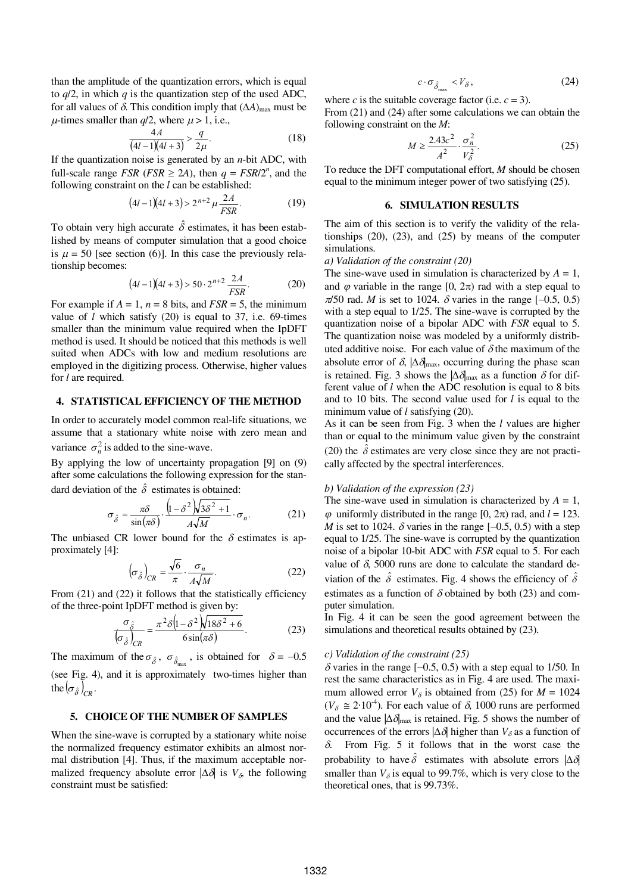than the amplitude of the quantization errors, which is equal to $q/2$, in which $q$ is the quantization step of the used ADC, for all values of $\delta$. This condition imply that $(\Delta A)_{max}$ must be $\mu$-times smaller than $q/2$, where $\mu > 1$, i.e.,

$$\frac{4A}{(4l-1)(4l+3)} > \frac{q}{2\mu}. \tag{18}$$

If the quantization noise is generated by an $n$-bit ADC, with full-scale range $FSR$ ($FSR \geq 2A$), then $q = FSR/2^n$, and the following constraint on the $l$ can be established:

$$(4l-1)(4l+3) > 2^{n+2}\mu\frac{2A}{FSR}. \tag{19}$$

To obtain very high accurate $\hat{\delta}$ estimates, it has been established by means of computer simulation that a good choice is $\mu = 50$ [see section (6)]. In this case the previously relationship becomes:

$$(4l-1)(4l+3) > 50 \cdot 2^{n+2}\frac{2A}{FSR}. \tag{20}$$

For example if $A = 1$, $n = 8$ bits, and $FSR = 5$, the minimum value of $l$ which satisfy (20) is equal to 37, i.e. 69-times smaller than the minimum value required when the IpDFT method is used. It should be noticed that this methods is well suited when ADCs with low and medium resolutions are employed in the digitizing process. Otherwise, higher values for $l$ are required.

## 4. STATISTICAL EFFICIENCY OF THE METHOD

In order to accurately model common real-life situations, we assume that a stationary white noise with zero mean and variance $\sigma_n^2$ is added to the sine-wave.

By applying the low of uncertainty propagation [9] on (9) after some calculations the following expression for the standard deviation of the $\hat{\delta}$ estimates is obtained:

$$\sigma_{\hat{\delta}} = \frac{\pi\delta}{\sin(\pi\delta)} \cdot \frac{(1-\delta^2)\sqrt{3\delta^2+1}}{A\sqrt{M}} \cdot \sigma_n. \tag{21}$$

The unbiased CR lower bound for the $\delta$ estimates is approximately [4]:

$$\left(\sigma_{\hat{\delta}}\right)_{CR} = \frac{\sqrt{6}}{\pi} \cdot \frac{\sigma_n}{A\sqrt{M}}. \tag{22}$$

From (21) and (22) it follows that the statistically efficiency of the three-point IpDFT method is given by:

$$\frac{\sigma_{\hat{\delta}}}{\left(\sigma_{\hat{\delta}}\right)_{CR}} = \frac{\pi^2\delta(1-\delta^2)\sqrt{18\delta^2+6}}{6\sin(\pi\delta)}. \tag{23}$$

The maximum of the $\sigma_{\hat{\delta}}$, $\sigma_{\hat{\delta}_{max}}$, is obtained for $\delta = -0.5$ (see Fig. 4), and it is approximately two-times higher than the $\left(\sigma_{\hat{\delta}}\right)_{CR}$.

## 5. CHOICE OF THE NUMBER OF SAMPLES

When the sine-wave is corrupted by a stationary white noise the normalized frequency estimator exhibits an almost normal distribution [4]. Thus, if the maximum acceptable normalized frequency absolute error $|\Delta\delta|$ is $V_\delta$, the following constraint must be satisfied:

$$c \cdot \sigma_{\hat{\delta}_{max}} < V_\delta, \tag{24}$$

where $c$ is the suitable coverage factor (i.e. $c = 3$).

From (21) and (24) after some calculations we can obtain the following constraint on the $M$:

$$M \geq \frac{2.43c^2}{A^2} \cdot \frac{\sigma_n^2}{V_\delta^2}. \tag{25}$$

To reduce the DFT computational effort, $M$ should be chosen equal to the minimum integer power of two satisfying (25).

## 6. SIMULATION RESULTS

The aim of this section is to verify the validity of the relationships (20), (23), and (25) by means of the computer simulations.

*a) Validation of the constraint (20)*

The sine-wave used in simulation is characterized by $A = 1$, and $\varphi$ variable in the range $[0, 2\pi)$ rad with a step equal to $\pi/50$ rad. $M$ is set to 1024. $\delta$ varies in the range $[-0.5, 0.5)$ with a step equal to 1/25. The sine-wave is corrupted by the quantization noise of a bipolar ADC with $FSR$ equal to 5. The quantization noise was modeled by a uniformly distributed additive noise. For each value of $\delta$ the maximum of the absolute error of $\delta$, $|\Delta\delta|_{max}$, occurring during the phase scan is retained. Fig. 3 shows the $|\Delta\delta|_{max}$ as a function $\delta$ for different value of $l$ when the ADC resolution is equal to 8 bits and to 10 bits. The second value used for $l$ is equal to the minimum value of $l$ satisfying (20).

As it can be seen from Fig. 3 when the $l$ values are higher than or equal to the minimum value given by the constraint (20) the $\hat{\delta}$ estimates are very close since they are not practically affected by the spectral interferences.

*b) Validation of the expression (23)*

The sine-wave used in simulation is characterized by $A = 1$, $\varphi$ uniformly distributed in the range $[0, 2\pi)$ rad, and $l = 123$. $M$ is set to 1024. $\delta$ varies in the range $[-0.5, 0.5)$ with a step equal to 1/25. The sine-wave is corrupted by the quantization noise of a bipolar 10-bit ADC with $FSR$ equal to 5. For each value of $\delta$, 5000 runs are done to calculate the standard deviation of the $\hat{\delta}$ estimates. Fig. 4 shows the efficiency of $\hat{\delta}$ estimates as a function of $\delta$ obtained by both (23) and computer simulation.

In Fig. 4 it can be seen the good agreement between the simulations and theoretical results obtained by (23).

*c) Validation of the constraint (25)*

$\delta$ varies in the range $[-0.5, 0.5)$ with a step equal to 1/50. In rest the same characteristics as in Fig. 4 are used. The maximum allowed error $V_\delta$ is obtained from (25) for $M = 1024$ ($V_\delta \cong 2 \cdot 10^{-4}$). For each value of $\delta$, 1000 runs are performed and the value $|\Delta\delta|_{max}$ is retained. Fig. 5 shows the number of occurrences of the errors $|\Delta\delta|$ higher than $V_\delta$ as a function of $\delta$. From Fig. 5 it follows that in the worst case the probability to have $\hat{\delta}$ estimates with absolute errors $|\Delta\delta|$ smaller than $V_\delta$ is equal to 99.7%, which is very close to the theoretical ones, that is 99.73%.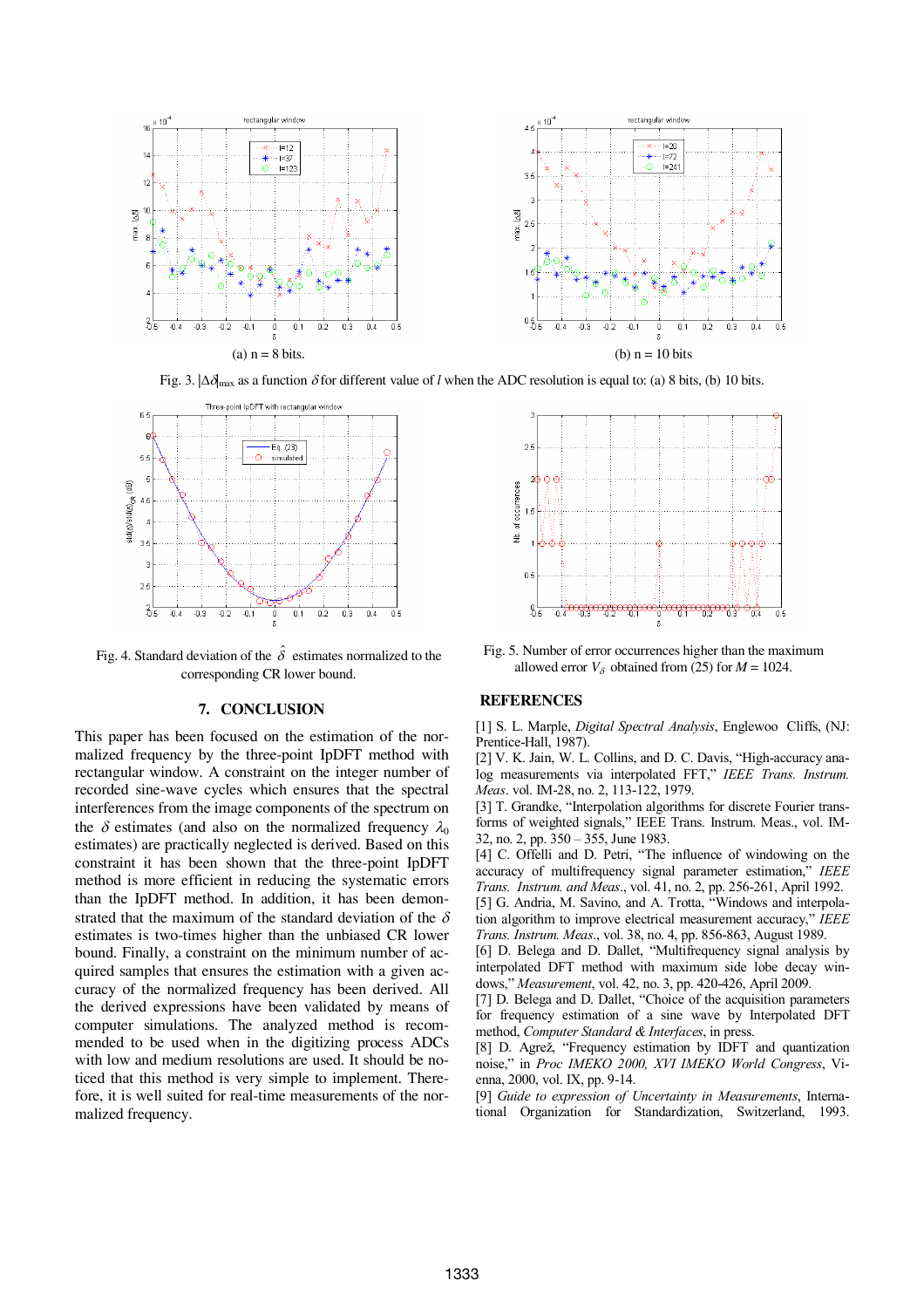rectangular window

$\times 10^{-4}$

max. |Δδ|

l=12
l=37
l=123

δ

(a) n = 8 bits.

rectangular window

$\times 10^{-3}$

max. |Δδ|

l=20
l=72
l=241

δ

(b) n = 10 bits

Fig. 3. $|\Delta\delta|_{max}$ as a function $\delta$ for different value of $l$ when the ADC resolution is equal to: (a) 8 bits, (b) 10 bits.

Three-point IpDFT with rectangular window

Eq. (23)
simulated

δ

Fig. 4. Standard deviation of the $\hat{\delta}$ estimates normalized to the corresponding CR lower bound.

Nb. of occurrences

δ

Fig. 5. Number of error occurrences higher than the maximum allowed error $V_\delta$ obtained from (25) for $M$ = 1024.

## 7. CONCLUSION

This paper has been focused on the estimation of the normalized frequency by the three-point IpDFT method with rectangular window. A constraint on the integer number of recorded sine-wave cycles which ensures that the spectral interferences from the image components of the spectrum on the $\delta$ estimates (and also on the normalized frequency $\lambda_0$ estimates) are practically neglected is derived. Based on this constraint it has been shown that the three-point IpDFT method is more efficient in reducing the systematic errors than the IpDFT method. In addition, it has been demonstrated that the maximum of the standard deviation of the $\delta$ estimates is two-times higher than the unbiased CR lower bound. Finally, a constraint on the minimum number of acquired samples that ensures the estimation with a given accuracy of the normalized frequency has been derived. All the derived expressions have been validated by means of computer simulations. The analyzed method is recommended to be used when in the digitizing process ADCs with low and medium resolutions are used. It should be noticed that this method is very simple to implement. Therefore, it is well suited for real-time measurements of the normalized frequency.

## REFERENCES

[1] S. L. Marple, *Digital Spectral Analysis*, Englewoo Cliffs, (NJ: Prentice-Hall, 1987).

[2] V. K. Jain, W. L. Collins, and D. C. Davis, "High-accuracy analog measurements via interpolated FFT," *IEEE Trans. Instrum. Meas*. vol. IM-28, no. 2, 113-122, 1979.

[3] T. Grandke, "Interpolation algorithms for discrete Fourier transforms of weighted signals," IEEE Trans. Instrum. Meas., vol. IM-32, no. 2, pp. 350 – 355, June 1983.

[4] C. Offelli and D. Petri, "The influence of windowing on the accuracy of multifrequency signal parameter estimation," *IEEE Trans. Instrum. and Meas*., vol. 41, no. 2, pp. 256-261, April 1992.

[5] G. Andria, M. Savino, and A. Trotta, "Windows and interpolation algorithm to improve electrical measurement accuracy," *IEEE Trans. Instrum. Meas*., vol. 38, no. 4, pp. 856-863, August 1989.

[6] D. Belega and D. Dallet, "Multifrequency signal analysis by interpolated DFT method with maximum side lobe decay windows," *Measurement*, vol. 42, no. 3, pp. 420-426, April 2009.

[7] D. Belega and D. Dallet, "Choice of the acquisition parameters for frequency estimation of a sine wave by Interpolated DFT method, *Computer Standard & Interfaces*, in press.

[8] D. Agrež, "Frequency estimation by IDFT and quantization noise," in *Proc IMEKO 2000, XVI IMEKO World Congress*, Vienna, 2000, vol. IX, pp. 9-14.

[9] *Guide to expression of Uncertainty in Measurements*, International Organization for Standardization, Switzerland, 1993.